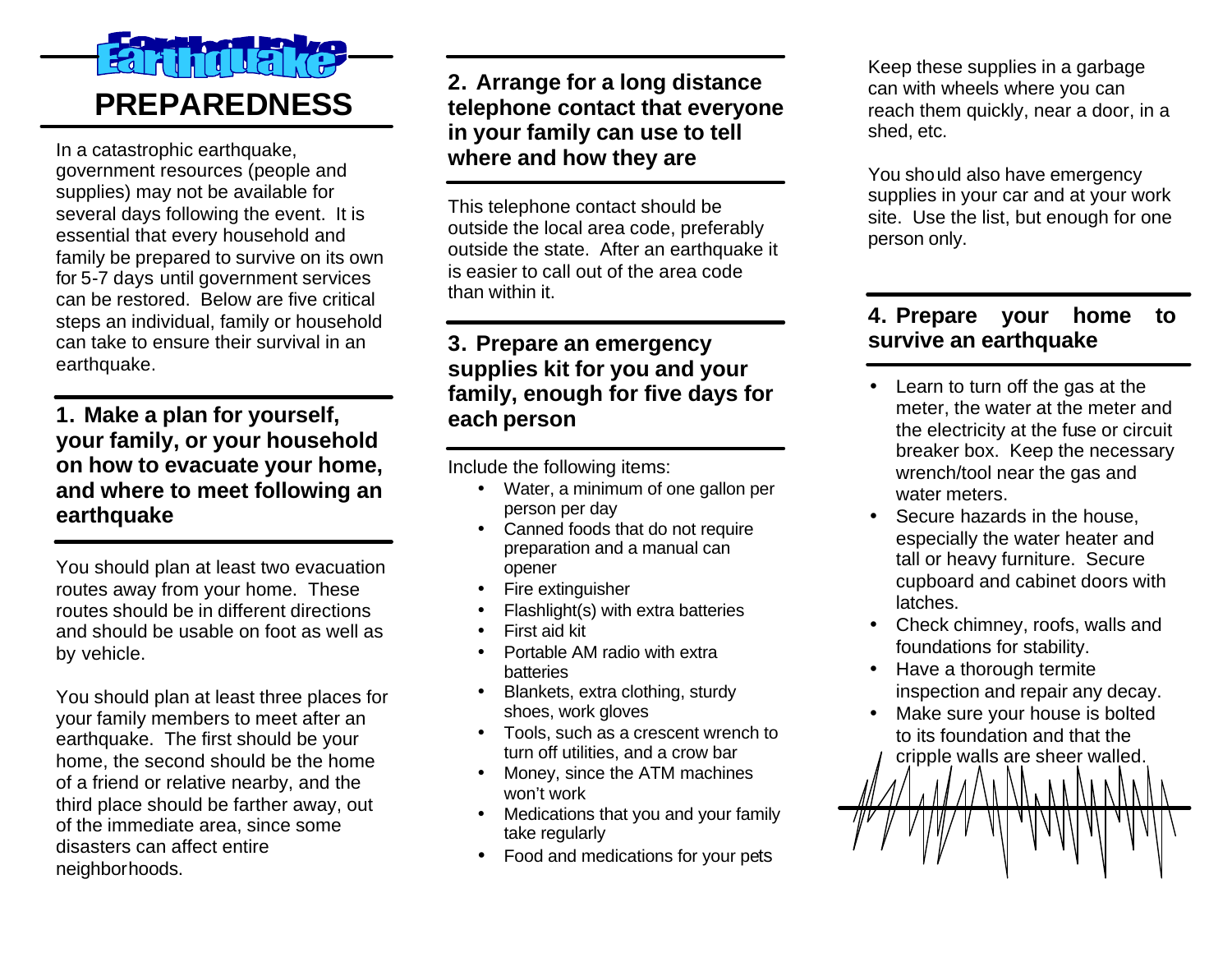# Earthquake PREPAREDNESS

In a catastrophic earthquake, government resources (people and supplies) may not be available for several days following the event. It is essential that every household and family be prepared to survive on its own for 5-7 days until government services can be restored. Below are five critical steps an individual, family or household can take to ensure their survival in an earthquake.

## 1. Make a plan for yourself, your family, or your household on how to evacuate your home, and where to meet following an earthquake

You should plan at least two evacuation routes away from your home. These routes should be in different directions and should be usable on foot as well as by vehicle.

You should plan at least three places for your family members to meet after an earthquake. The first should be your home, the second should be the home of a friend or relative nearby, and the third place should be farther away, out of the immediate area, since some disasters can affect entire neighborhoods.

## 2. Arrange for a long distance telephone contact that everyone in your family can use to tell where and how they are

This telephone contact should be outside the local area code, preferably outside the state. After an earthquake it is easier to call out of the area code than within it.

## 3. Prepare an emergency supplies kit for you and your family, enough for five days for each person

Include the following items:

- Water, a minimum of one gallon per person per day
- Canned foods that do not require preparation and a manual can opener
- Fire extinguisher
- Flashlight(s) with extra batteries
- First aid kit
- Portable AM radio with extra batteries
- Blankets, extra clothing, sturdy shoes, work gloves
- Tools, such as a crescent wrench to turn off utilities, and a crow bar
- Money, since the ATM machines won't work
- Medications that you and your family take regularly
- Food and medications for your pets

Keep these supplies in a garbage can with wheels where you can reach them quickly, near a door, in a shed, etc.

You should also have emergency supplies in your car and at your work site. Use the list, but enough for one person only.

## 4. Prepare your home to survive an earthquake

- Learn to turn off the gas at the meter, the water at the meter and the electricity at the fuse or circuit breaker box. Keep the necessary wrench/tool near the gas and water meters.
- Secure hazards in the house, especially the water heater and tall or heavy furniture. Secure cupboard and cabinet doors with latches.
- Check chimney, roofs, walls and foundations for stability.
- Have a thorough termite inspection and repair any decay.
- Make sure your house is bolted to its foundation and that the cripple walls are sheer walled.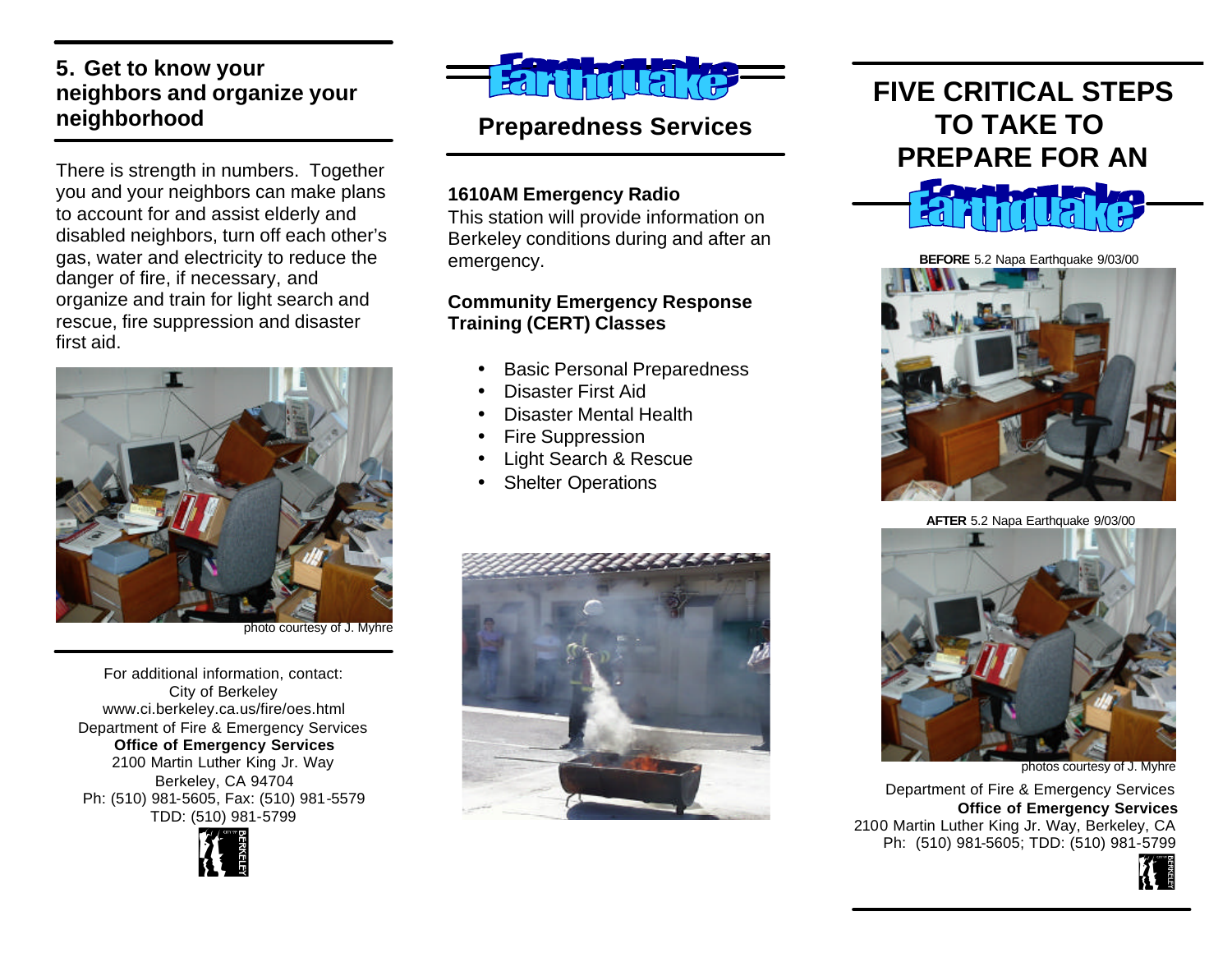## 5. Get to know your neighbors and organize your neighborhood

There is strength in numbers. Together you and your neighbors can make plans to account for and assist elderly and disabled neighbors, turn off each other's gas, water and electricity to reduce the danger of fire, if necessary, and organize and train for light search and rescue, fire suppression and disaster first aid.

photo courtesy of J. Myhre

For additional information, contact:
City of Berkeley
www.ci.berkeley.ca.us/fire/oes.html
Department of Fire & Emergency Services
**Office of Emergency Services**
2100 Martin Luther King Jr. Way
Berkeley, CA 94704
Ph: (510) 981-5605, Fax: (510) 981-5579
TDD: (510) 981-5799

# Earthquake

## Preparedness Services

**1610AM Emergency Radio**
This station will provide information on Berkeley conditions during and after an emergency.

**Community Emergency Response Training (CERT) Classes**

- Basic Personal Preparedness
- Disaster First Aid
- Disaster Mental Health
- Fire Suppression
- Light Search & Rescue
- Shelter Operations

# FIVE CRITICAL STEPS TO TAKE TO PREPARE FOR AN Earthquake

**BEFORE** 5.2 Napa Earthquake 9/03/00

**AFTER** 5.2 Napa Earthquake 9/03/00

photos courtesy of J. Myhre

Department of Fire & Emergency Services
**Office of Emergency Services**
2100 Martin Luther King Jr. Way, Berkeley, CA
Ph: (510) 981-5605; TDD: (510) 981-5799